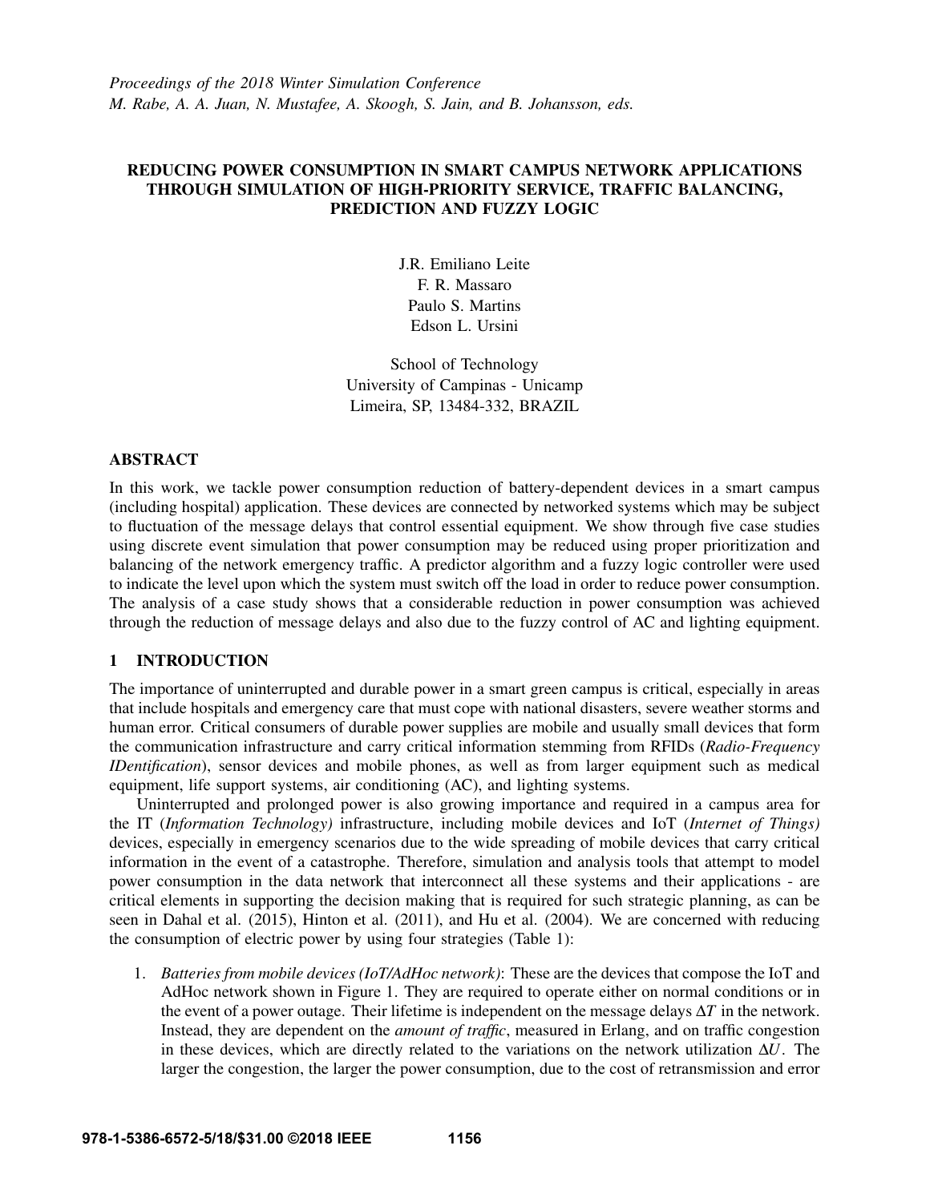*Proceedings of the 2018 Winter Simulation Conference*
*M. Rabe, A. A. Juan, N. Mustafee, A. Skoogh, S. Jain, and B. Johansson, eds.*

# REDUCING POWER CONSUMPTION IN SMART CAMPUS NETWORK APPLICATIONS THROUGH SIMULATION OF HIGH-PRIORITY SERVICE, TRAFFIC BALANCING, PREDICTION AND FUZZY LOGIC

J.R. Emiliano Leite
F. R. Massaro
Paulo S. Martins
Edson L. Ursini

School of Technology
University of Campinas - Unicamp
Limeira, SP, 13484-332, BRAZIL

## ABSTRACT

In this work, we tackle power consumption reduction of battery-dependent devices in a smart campus (including hospital) application. These devices are connected by networked systems which may be subject to fluctuation of the message delays that control essential equipment. We show through five case studies using discrete event simulation that power consumption may be reduced using proper prioritization and balancing of the network emergency traffic. A predictor algorithm and a fuzzy logic controller were used to indicate the level upon which the system must switch off the load in order to reduce power consumption. The analysis of a case study shows that a considerable reduction in power consumption was achieved through the reduction of message delays and also due to the fuzzy control of AC and lighting equipment.

## 1 INTRODUCTION

The importance of uninterrupted and durable power in a smart green campus is critical, especially in areas that include hospitals and emergency care that must cope with national disasters, severe weather storms and human error. Critical consumers of durable power supplies are mobile and usually small devices that form the communication infrastructure and carry critical information stemming from RFIDs (*Radio-Frequency IDentification*), sensor devices and mobile phones, as well as from larger equipment such as medical equipment, life support systems, air conditioning (AC), and lighting systems.

Uninterrupted and prolonged power is also growing importance and required in a campus area for the IT (*Information Technology)* infrastructure, including mobile devices and IoT (*Internet of Things)* devices, especially in emergency scenarios due to the wide spreading of mobile devices that carry critical information in the event of a catastrophe. Therefore, simulation and analysis tools that attempt to model power consumption in the data network that interconnect all these systems and their applications - are critical elements in supporting the decision making that is required for such strategic planning, as can be seen in Dahal et al. (2015), Hinton et al. (2011), and Hu et al. (2004). We are concerned with reducing the consumption of electric power by using four strategies (Table 1):

1. *Batteries from mobile devices (IoT/AdHoc network)*: These are the devices that compose the IoT and AdHoc network shown in Figure 1. They are required to operate either on normal conditions or in the event of a power outage. Their lifetime is independent on the message delays $\Delta T$ in the network. Instead, they are dependent on the *amount of traffic*, measured in Erlang, and on traffic congestion in these devices, which are directly related to the variations on the network utilization $\Delta U$. The larger the congestion, the larger the power consumption, due to the cost of retransmission and error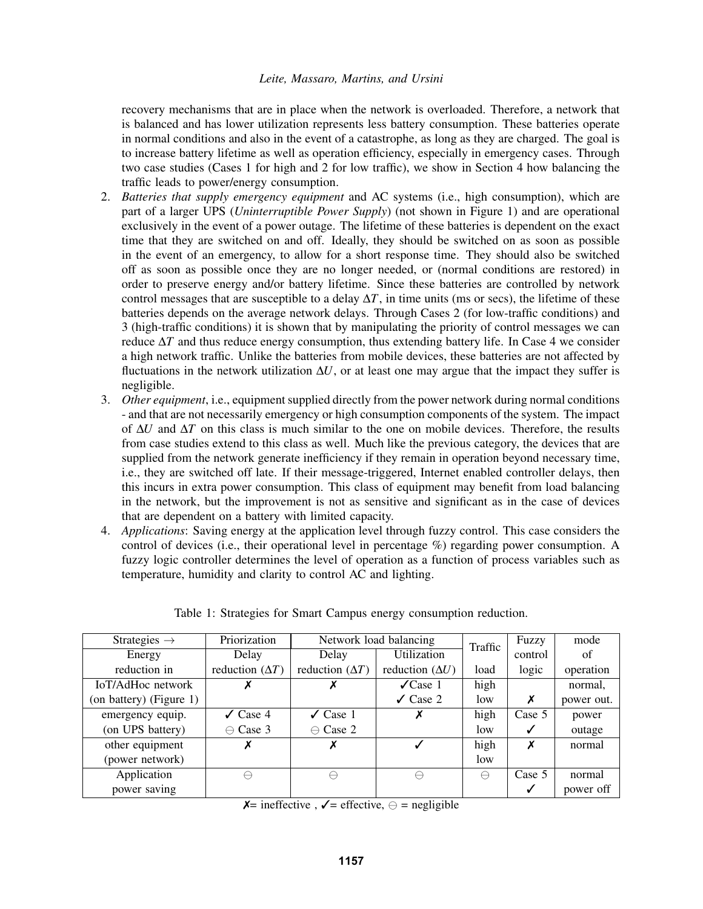recovery mechanisms that are in place when the network is overloaded. Therefore, a network that is balanced and has lower utilization represents less battery consumption. These batteries operate in normal conditions and also in the event of a catastrophe, as long as they are charged. The goal is to increase battery lifetime as well as operation efficiency, especially in emergency cases. Through two case studies (Cases 1 for high and 2 for low traffic), we show in Section 4 how balancing the traffic leads to power/energy consumption.

2. *Batteries that supply emergency equipment* and AC systems (i.e., high consumption), which are part of a larger UPS (*Uninterruptible Power Supply*) (not shown in Figure 1) and are operational exclusively in the event of a power outage. The lifetime of these batteries is dependent on the exact time that they are switched on and off. Ideally, they should be switched on as soon as possible in the event of an emergency, to allow for a short response time. They should also be switched off as soon as possible once they are no longer needed, or (normal conditions are restored) in order to preserve energy and/or battery lifetime. Since these batteries are controlled by network control messages that are susceptible to a delay $\Delta T$, in time units (ms or secs), the lifetime of these batteries depends on the average network delays. Through Cases 2 (for low-traffic conditions) and 3 (high-traffic conditions) it is shown that by manipulating the priority of control messages we can reduce $\Delta T$ and thus reduce energy consumption, thus extending battery life. In Case 4 we consider a high network traffic. Unlike the batteries from mobile devices, these batteries are not affected by fluctuations in the network utilization $\Delta U$, or at least one may argue that the impact they suffer is negligible.
3. *Other equipment*, i.e., equipment supplied directly from the power network during normal conditions - and that are not necessarily emergency or high consumption components of the system. The impact of $\Delta U$ and $\Delta T$ on this class is much similar to the one on mobile devices. Therefore, the results from case studies extend to this class as well. Much like the previous category, the devices that are supplied from the network generate inefficiency if they remain in operation beyond necessary time, i.e., they are switched off late. If their message-triggered, Internet enabled controller delays, then this incurs in extra power consumption. This class of equipment may benefit from load balancing in the network, but the improvement is not as sensitive and significant as in the case of devices that are dependent on a battery with limited capacity.
4. *Applications*: Saving energy at the application level through fuzzy control. This case considers the control of devices (i.e., their operational level in percentage %) regarding power consumption. A fuzzy logic controller determines the level of operation as a function of process variables such as temperature, humidity and clarity to control AC and lighting.

Table 1: Strategies for Smart Campus energy consumption reduction.

| Strategies → | Priorization | Network load balancing | | Traffic | Fuzzy | mode |
|---|---|---|---|---|---|---|
| Energy reduction in | Delay reduction ($\Delta T$) | Delay reduction ($\Delta T$) | Utilization reduction ($\Delta U$) | load | control logic | of operation |
| IoT/AdHoc network (on battery) (Figure 1) | ✗ | ✗ | ✓Case 1 ✓ Case 2 | high low | ✗ | normal, power out. |
| emergency equip. (on UPS battery) | ✓ Case 4 ⊖ Case 3 | ✓ Case 1 ⊖ Case 2 | ✗ | high low | Case 5 ✓ | power outage |
| other equipment (power network) | ✗ | ✗ | ✓ | high low | ✗ | normal |
| Application power saving | ⊖ | ⊖ | ⊖ | ⊖ | Case 5 ✓ | normal power off |

✗= ineffective , ✓= effective, ⊖ = negligible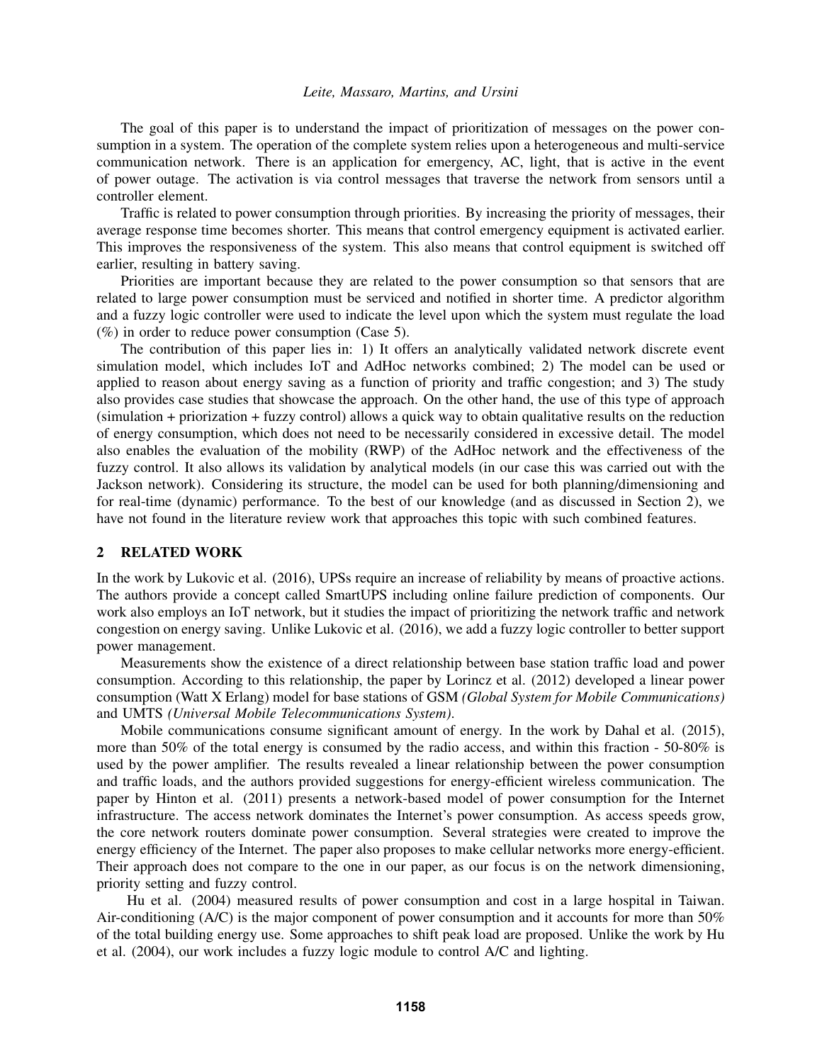The goal of this paper is to understand the impact of prioritization of messages on the power consumption in a system. The operation of the complete system relies upon a heterogeneous and multi-service communication network. There is an application for emergency, AC, light, that is active in the event of power outage. The activation is via control messages that traverse the network from sensors until a controller element.

Traffic is related to power consumption through priorities. By increasing the priority of messages, their average response time becomes shorter. This means that control emergency equipment is activated earlier. This improves the responsiveness of the system. This also means that control equipment is switched off earlier, resulting in battery saving.

Priorities are important because they are related to the power consumption so that sensors that are related to large power consumption must be serviced and notified in shorter time. A predictor algorithm and a fuzzy logic controller were used to indicate the level upon which the system must regulate the load (%) in order to reduce power consumption (Case 5).

The contribution of this paper lies in: 1) It offers an analytically validated network discrete event simulation model, which includes IoT and AdHoc networks combined; 2) The model can be used or applied to reason about energy saving as a function of priority and traffic congestion; and 3) The study also provides case studies that showcase the approach. On the other hand, the use of this type of approach (simulation + priorization + fuzzy control) allows a quick way to obtain qualitative results on the reduction of energy consumption, which does not need to be necessarily considered in excessive detail. The model also enables the evaluation of the mobility (RWP) of the AdHoc network and the effectiveness of the fuzzy control. It also allows its validation by analytical models (in our case this was carried out with the Jackson network). Considering its structure, the model can be used for both planning/dimensioning and for real-time (dynamic) performance. To the best of our knowledge (and as discussed in Section 2), we have not found in the literature review work that approaches this topic with such combined features.

## 2 RELATED WORK

In the work by Lukovic et al. (2016), UPSs require an increase of reliability by means of proactive actions. The authors provide a concept called SmartUPS including online failure prediction of components. Our work also employs an IoT network, but it studies the impact of prioritizing the network traffic and network congestion on energy saving. Unlike Lukovic et al. (2016), we add a fuzzy logic controller to better support power management.

Measurements show the existence of a direct relationship between base station traffic load and power consumption. According to this relationship, the paper by Lorincz et al. (2012) developed a linear power consumption (Watt X Erlang) model for base stations of GSM *(Global System for Mobile Communications)* and UMTS *(Universal Mobile Telecommunications System)*.

Mobile communications consume significant amount of energy. In the work by Dahal et al. (2015), more than 50% of the total energy is consumed by the radio access, and within this fraction - 50-80% is used by the power amplifier. The results revealed a linear relationship between the power consumption and traffic loads, and the authors provided suggestions for energy-efficient wireless communication. The paper by Hinton et al. (2011) presents a network-based model of power consumption for the Internet infrastructure. The access network dominates the Internet's power consumption. As access speeds grow, the core network routers dominate power consumption. Several strategies were created to improve the energy efficiency of the Internet. The paper also proposes to make cellular networks more energy-efficient. Their approach does not compare to the one in our paper, as our focus is on the network dimensioning, priority setting and fuzzy control.

Hu et al. (2004) measured results of power consumption and cost in a large hospital in Taiwan. Air-conditioning (A/C) is the major component of power consumption and it accounts for more than 50% of the total building energy use. Some approaches to shift peak load are proposed. Unlike the work by Hu et al. (2004), our work includes a fuzzy logic module to control A/C and lighting.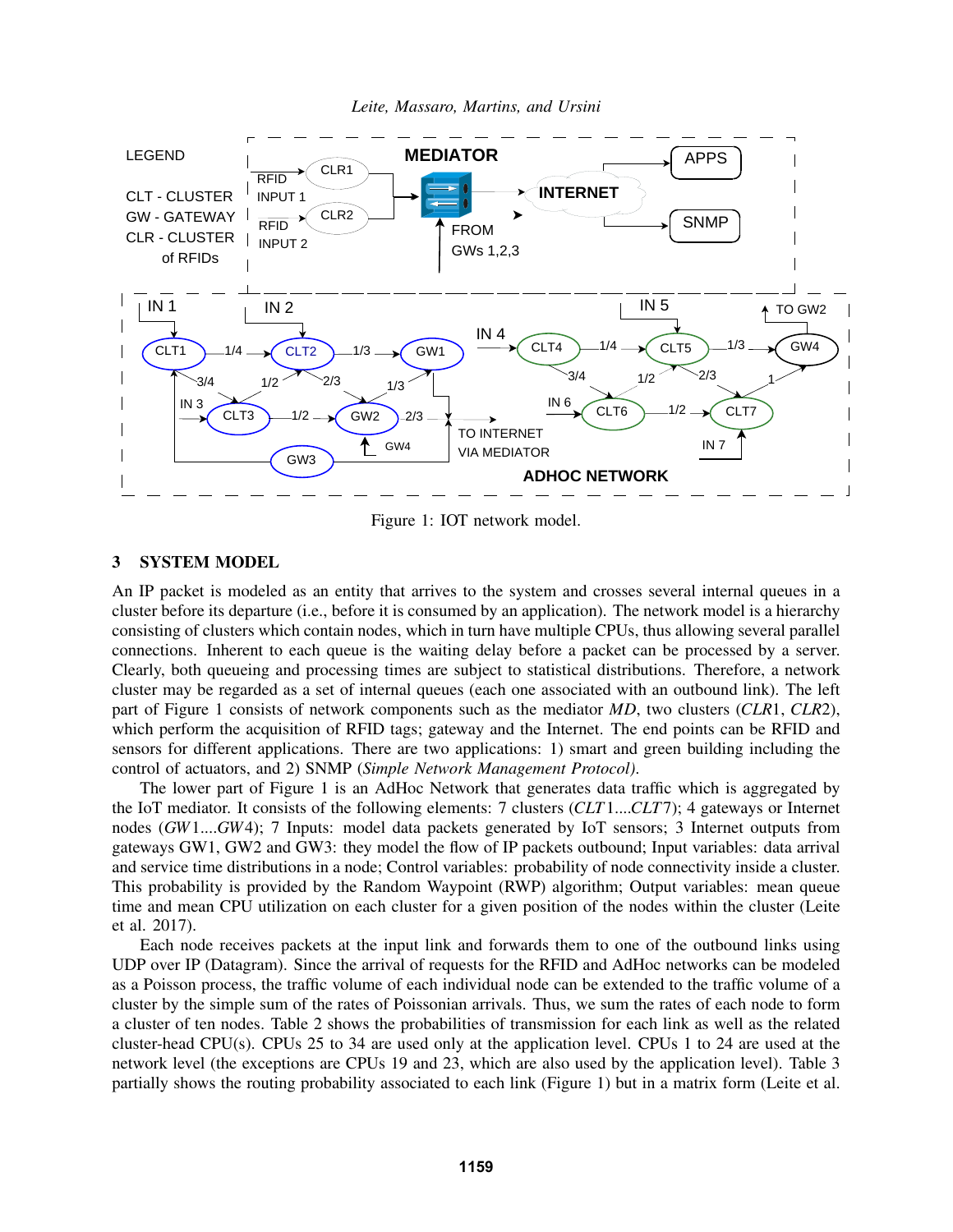Figure 1: IOT network model.

## 3 SYSTEM MODEL

An IP packet is modeled as an entity that arrives to the system and crosses several internal queues in a cluster before its departure (i.e., before it is consumed by an application). The network model is a hierarchy consisting of clusters which contain nodes, which in turn have multiple CPUs, thus allowing several parallel connections. Inherent to each queue is the waiting delay before a packet can be processed by a server. Clearly, both queueing and processing times are subject to statistical distributions. Therefore, a network cluster may be regarded as a set of internal queues (each one associated with an outbound link). The left part of Figure 1 consists of network components such as the mediator *MD*, two clusters (*CLR*1, *CLR*2), which perform the acquisition of RFID tags; gateway and the Internet. The end points can be RFID and sensors for different applications. There are two applications: 1) smart and green building including the control of actuators, and 2) SNMP (*Simple Network Management Protocol)*.

The lower part of Figure 1 is an AdHoc Network that generates data traffic which is aggregated by the IoT mediator. It consists of the following elements: 7 clusters (*CLT*1....*CLT*7); 4 gateways or Internet nodes (*GW*1....*GW*4); 7 Inputs: model data packets generated by IoT sensors; 3 Internet outputs from gateways GW1, GW2 and GW3: they model the flow of IP packets outbound; Input variables: data arrival and service time distributions in a node; Control variables: probability of node connectivity inside a cluster. This probability is provided by the Random Waypoint (RWP) algorithm; Output variables: mean queue time and mean CPU utilization on each cluster for a given position of the nodes within the cluster (Leite et al. 2017).

Each node receives packets at the input link and forwards them to one of the outbound links using UDP over IP (Datagram). Since the arrival of requests for the RFID and AdHoc networks can be modeled as a Poisson process, the traffic volume of each individual node can be extended to the traffic volume of a cluster by the simple sum of the rates of Poissonian arrivals. Thus, we sum the rates of each node to form a cluster of ten nodes. Table 2 shows the probabilities of transmission for each link as well as the related cluster-head CPU(s). CPUs 25 to 34 are used only at the application level. CPUs 1 to 24 are used at the network level (the exceptions are CPUs 19 and 23, which are also used by the application level). Table 3 partially shows the routing probability associated to each link (Figure 1) but in a matrix form (Leite et al.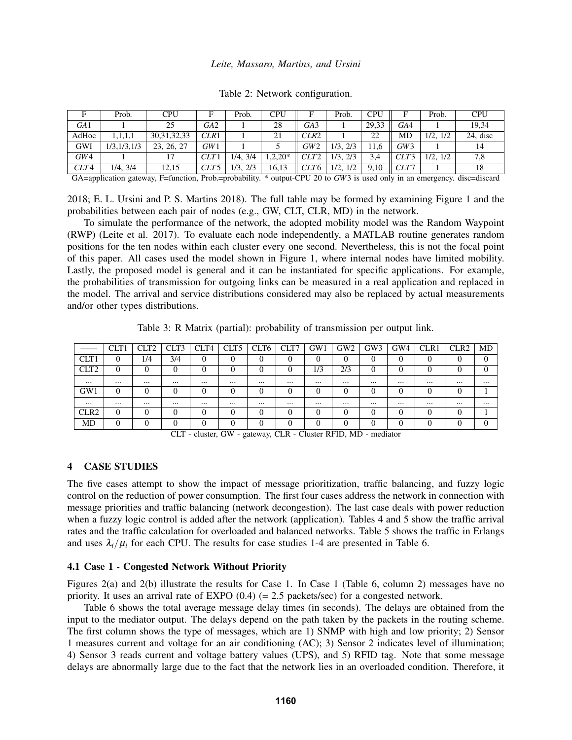Table 2: Network configuration.

| F | Prob. | CPU | F | Prob. | CPU | F | Prob. | CPU | F | Prob. | CPU |
|---|---|---|---|---|---|---|---|---|---|---|---|
| $GA1$ | 1 | 25 | $GA2$ | 1 | 28 | $GA3$ | 1 | 29,33 | $GA4$ | 1 | 19,34 |
| AdHoc | 1,1,1,1 | 30,31,32,33 | $CLR1$ | 1 | 21 | $CLR2$ | 1 | 22 | MD | 1/2, 1/2 | 24, disc |
| GWI | 1/3,1/3,1/3 | 23, 26, 27 | $GW1$ | 1 | 5 | $GW2$ | 1/3, 2/3 | 11,6 | $GW3$ | 1 | 14 |
| $GW4$ | 1 | 17 | $CLT1$ | 1/4, 3/4 | 1,2,20* | $CLT2$ | 1/3, 2/3 | 3,4 | $CLT3$ | 1/2, 1/2 | 7,8 |
| $CLT4$ | 1/4, 3/4 | 12,15 | $CLT5$ | 1/3, 2/3 | 16,13 | $CLT6$ | 1/2, 1/2 | 9,10 | $CLT7$ | 1 | 18 |

GA=application gateway, F=function, Prob.=probability. * output-CPU 20 to $GW3$ is used only in an emergency. disc=discard

2018; E. L. Ursini and P. S. Martins 2018). The full table may be formed by examining Figure 1 and the probabilities between each pair of nodes (e.g., GW, CLT, CLR, MD) in the network.

To simulate the performance of the network, the adopted mobility model was the Random Waypoint (RWP) (Leite et al. 2017). To evaluate each node independently, a MATLAB routine generates random positions for the ten nodes within each cluster every one second. Nevertheless, this is not the focal point of this paper. All cases used the model shown in Figure 1, where internal nodes have limited mobility. Lastly, the proposed model is general and it can be instantiated for specific applications. For example, the probabilities of transmission for outgoing links can be measured in a real application and replaced in the model. The arrival and service distributions considered may also be replaced by actual measurements and/or other types distributions.

Table 3: R Matrix (partial): probability of transmission per output link.

| —— | CLT1 | CLT2 | CLT3 | CLT4 | CLT5 | CLT6 | CLT7 | GW1 | GW2 | GW3 | GW4 | CLR1 | CLR2 | MD |
|---|---|---|---|---|---|---|---|---|---|---|---|---|---|---|
| CLT1 | 0 | 1/4 | 3/4 | 0 | 0 | 0 | 0 | 0 | 0 | 0 | 0 | 0 | 0 | 0 |
| CLT2 | 0 | 0 | 0 | 0 | 0 | 0 | 0 | 1/3 | 2/3 | 0 | 0 | 0 | 0 | 0 |
| ... | ... | ... | ... | ... | ... | ... | ... | ... | ... | ... | ... | ... | ... | ... |
| GW1 | 0 | 0 | 0 | 0 | 0 | 0 | 0 | 0 | 0 | 0 | 0 | 0 | 0 | 1 |
| ... | ... | ... | ... | ... | ... | ... | ... | ... | ... | ... | ... | ... | ... | ... |
| CLR2 | 0 | 0 | 0 | 0 | 0 | 0 | 0 | 0 | 0 | 0 | 0 | 0 | 0 | 1 |
| MD | 0 | 0 | 0 | 0 | 0 | 0 | 0 | 0 | 0 | 0 | 0 | 0 | 0 | 0 |

CLT - cluster, GW - gateway, CLR - Cluster RFID, MD - mediator

## 4 CASE STUDIES

The five cases attempt to show the impact of message prioritization, traffic balancing, and fuzzy logic control on the reduction of power consumption. The first four cases address the network in connection with message priorities and traffic balancing (network decongestion). The last case deals with power reduction when a fuzzy logic control is added after the network (application). Tables 4 and 5 show the traffic arrival rates and the traffic calculation for overloaded and balanced networks. Table 5 shows the traffic in Erlangs and uses $\lambda_i/\mu_i$ for each CPU. The results for case studies 1-4 are presented in Table 6.

### 4.1 Case 1 - Congested Network Without Priority

Figures 2(a) and 2(b) illustrate the results for Case 1. In Case 1 (Table 6, column 2) messages have no priority. It uses an arrival rate of EXPO (0.4) (= 2.5 packets/sec) for a congested network.

Table 6 shows the total average message delay times (in seconds). The delays are obtained from the input to the mediator output. The delays depend on the path taken by the packets in the routing scheme. The first column shows the type of messages, which are 1) SNMP with high and low priority; 2) Sensor 1 measures current and voltage for an air conditioning (AC); 3) Sensor 2 indicates level of illumination; 4) Sensor 3 reads current and voltage battery values (UPS), and 5) RFID tag. Note that some message delays are abnormally large due to the fact that the network lies in an overloaded condition. Therefore, it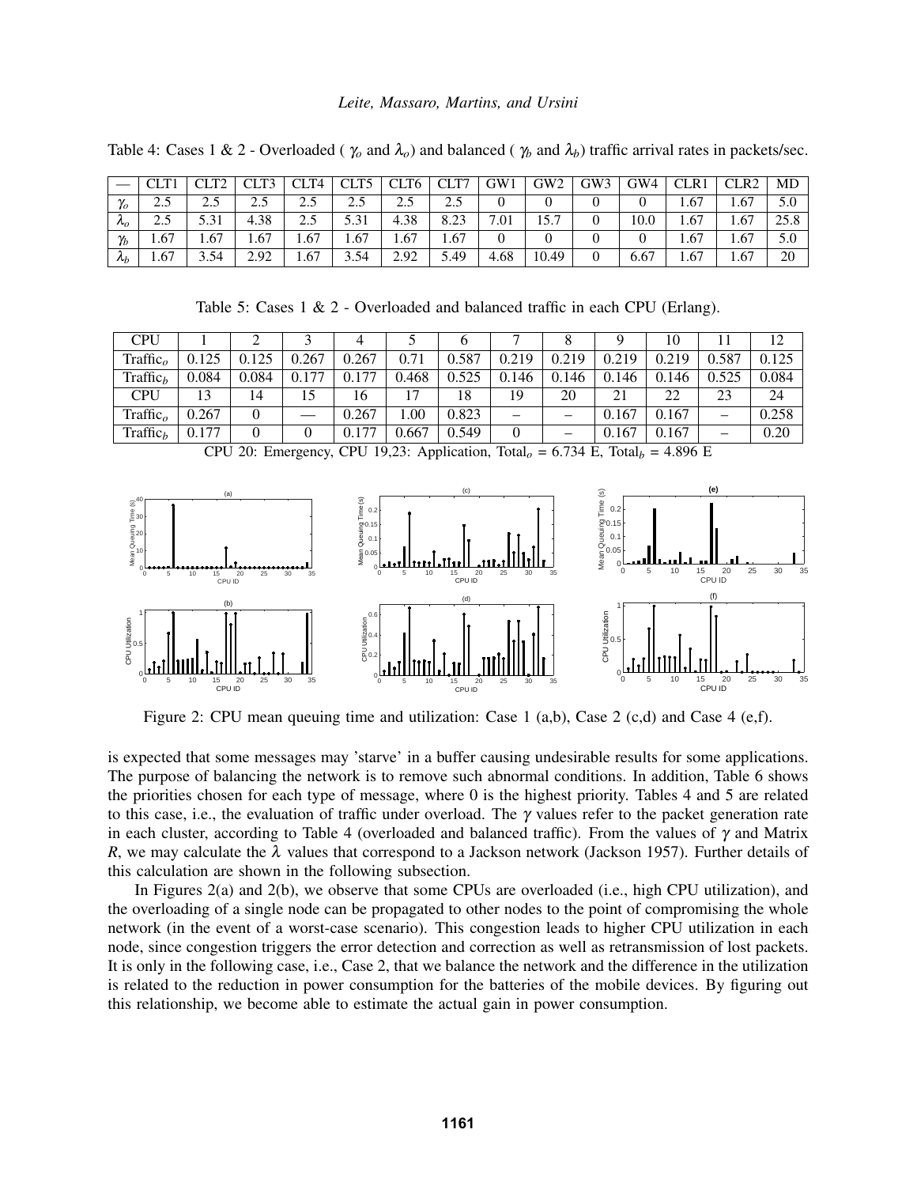Table 4: Cases 1 & 2 - Overloaded ( $\gamma_o$ and $\lambda_o$) and balanced ( $\gamma_b$ and $\lambda_b$) traffic arrival rates in packets/sec.

| — | CLT1 | CLT2 | CLT3 | CLT4 | CLT5 | CLT6 | CLT7 | GW1 | GW2 | GW3 | GW4 | CLR1 | CLR2 | MD |
|---|---|---|---|---|---|---|---|---|---|---|---|---|---|---|
| $\gamma_o$ | 2.5 | 2.5 | 2.5 | 2.5 | 2.5 | 2.5 | 2.5 | 0 | 0 | 0 | 0 | 1.67 | 1.67 | 5.0 |
| $\lambda_o$ | 2.5 | 5.31 | 4.38 | 2.5 | 5.31 | 4.38 | 8.23 | 7.01 | 15.7 | 0 | 10.0 | 1.67 | 1.67 | 25.8 |
| $\gamma_b$ | 1.67 | 1.67 | 1.67 | 1.67 | 1.67 | 1.67 | 1.67 | 0 | 0 | 0 | 0 | 1.67 | 1.67 | 5.0 |
| $\lambda_b$ | 1.67 | 3.54 | 2.92 | 1.67 | 3.54 | 2.92 | 5.49 | 4.68 | 10.49 | 0 | 6.67 | 1.67 | 1.67 | 20 |

Table 5: Cases 1 & 2 - Overloaded and balanced traffic in each CPU (Erlang).

| CPU | 1 | 2 | 3 | 4 | 5 | 6 | 7 | 8 | 9 | 10 | 11 | 12 |
|---|---|---|---|---|---|---|---|---|---|---|---|---|
| Traffic$_o$ | 0.125 | 0.125 | 0.267 | 0.267 | 0.71 | 0.587 | 0.219 | 0.219 | 0.219 | 0.219 | 0.587 | 0.125 |
| Traffic$_b$ | 0.084 | 0.084 | 0.177 | 0.177 | 0.468 | 0.525 | 0.146 | 0.146 | 0.146 | 0.146 | 0.525 | 0.084 |
| CPU | 13 | 14 | 15 | 16 | 17 | 18 | 19 | 20 | 21 | 22 | 23 | 24 |
| Traffic$_o$ | 0.267 | 0 | — | 0.267 | 1.00 | 0.823 | – | – | 0.167 | 0.167 | – | 0.258 |
| Traffic$_b$ | 0.177 | 0 | 0 | 0.177 | 0.667 | 0.549 | 0 | – | 0.167 | 0.167 | – | 0.20 |

CPU 20: Emergency, CPU 19,23: Application, Total$_o$ = 6.734 E, Total$_b$ = 4.896 E

Figure 2: CPU mean queuing time and utilization: Case 1 (a,b), Case 2 (c,d) and Case 4 (e,f).

is expected that some messages may 'starve' in a buffer causing undesirable results for some applications. The purpose of balancing the network is to remove such abnormal conditions. In addition, Table 6 shows the priorities chosen for each type of message, where 0 is the highest priority. Tables 4 and 5 are related to this case, i.e., the evaluation of traffic under overload. The $\gamma$ values refer to the packet generation rate in each cluster, according to Table 4 (overloaded and balanced traffic). From the values of $\gamma$ and Matrix $R$, we may calculate the $\lambda$ values that correspond to a Jackson network (Jackson 1957). Further details of this calculation are shown in the following subsection.

In Figures 2(a) and 2(b), we observe that some CPUs are overloaded (i.e., high CPU utilization), and the overloading of a single node can be propagated to other nodes to the point of compromising the whole network (in the event of a worst-case scenario). This congestion leads to higher CPU utilization in each node, since congestion triggers the error detection and correction as well as retransmission of lost packets. It is only in the following case, i.e., Case 2, that we balance the network and the difference in the utilization is related to the reduction in power consumption for the batteries of the mobile devices. By figuring out this relationship, we become able to estimate the actual gain in power consumption.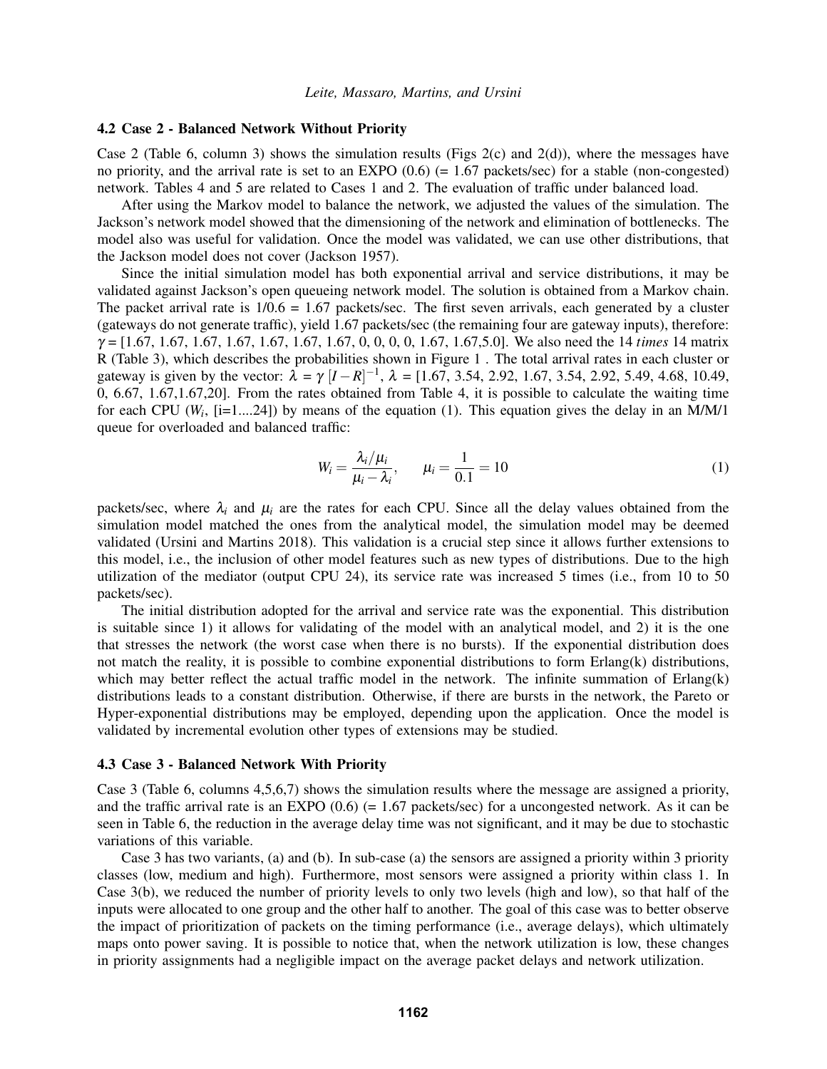### 4.2 Case 2 - Balanced Network Without Priority

Case 2 (Table 6, column 3) shows the simulation results (Figs 2(c) and 2(d)), where the messages have no priority, and the arrival rate is set to an EXPO (0.6) (= 1.67 packets/sec) for a stable (non-congested) network. Tables 4 and 5 are related to Cases 1 and 2. The evaluation of traffic under balanced load.

After using the Markov model to balance the network, we adjusted the values of the simulation. The Jackson's network model showed that the dimensioning of the network and elimination of bottlenecks. The model also was useful for validation. Once the model was validated, we can use other distributions, that the Jackson model does not cover (Jackson 1957).

Since the initial simulation model has both exponential arrival and service distributions, it may be validated against Jackson's open queueing network model. The solution is obtained from a Markov chain. The packet arrival rate is 1/0.6 = 1.67 packets/sec. The first seven arrivals, each generated by a cluster (gateways do not generate traffic), yield 1.67 packets/sec (the remaining four are gateway inputs), therefore: $\gamma$ = [1.67, 1.67, 1.67, 1.67, 1.67, 1.67, 1.67, 0, 0, 0, 0, 1.67, 1.67,5.0]. We also need the 14 *times* 14 matrix R (Table 3), which describes the probabilities shown in Figure 1 . The total arrival rates in each cluster or gateway is given by the vector: $\lambda = \gamma\, [I - R]^{-1}$, $\lambda$ = [1.67, 3.54, 2.92, 1.67, 3.54, 2.92, 5.49, 4.68, 10.49, 0, 6.67, 1.67,1.67,20]. From the rates obtained from Table 4, it is possible to calculate the waiting time for each CPU ($W_i$, [i=1....24]) by means of the equation (1). This equation gives the delay in an M/M/1 queue for overloaded and balanced traffic:

$$W_i = \frac{\lambda_i/\mu_i}{\mu_i - \lambda_i}, \qquad \mu_i = \frac{1}{0.1} = 10 \tag{1}$$

packets/sec, where $\lambda_i$ and $\mu_i$ are the rates for each CPU. Since all the delay values obtained from the simulation model matched the ones from the analytical model, the simulation model may be deemed validated (Ursini and Martins 2018). This validation is a crucial step since it allows further extensions to this model, i.e., the inclusion of other model features such as new types of distributions. Due to the high utilization of the mediator (output CPU 24), its service rate was increased 5 times (i.e., from 10 to 50 packets/sec).

The initial distribution adopted for the arrival and service rate was the exponential. This distribution is suitable since 1) it allows for validating of the model with an analytical model, and 2) it is the one that stresses the network (the worst case when there is no bursts). If the exponential distribution does not match the reality, it is possible to combine exponential distributions to form Erlang(k) distributions, which may better reflect the actual traffic model in the network. The infinite summation of Erlang(k) distributions leads to a constant distribution. Otherwise, if there are bursts in the network, the Pareto or Hyper-exponential distributions may be employed, depending upon the application. Once the model is validated by incremental evolution other types of extensions may be studied.

### 4.3 Case 3 - Balanced Network With Priority

Case 3 (Table 6, columns 4,5,6,7) shows the simulation results where the message are assigned a priority, and the traffic arrival rate is an EXPO (0.6) (= 1.67 packets/sec) for a uncongested network. As it can be seen in Table 6, the reduction in the average delay time was not significant, and it may be due to stochastic variations of this variable.

Case 3 has two variants, (a) and (b). In sub-case (a) the sensors are assigned a priority within 3 priority classes (low, medium and high). Furthermore, most sensors were assigned a priority within class 1. In Case 3(b), we reduced the number of priority levels to only two levels (high and low), so that half of the inputs were allocated to one group and the other half to another. The goal of this case was to better observe the impact of prioritization of packets on the timing performance (i.e., average delays), which ultimately maps onto power saving. It is possible to notice that, when the network utilization is low, these changes in priority assignments had a negligible impact on the average packet delays and network utilization.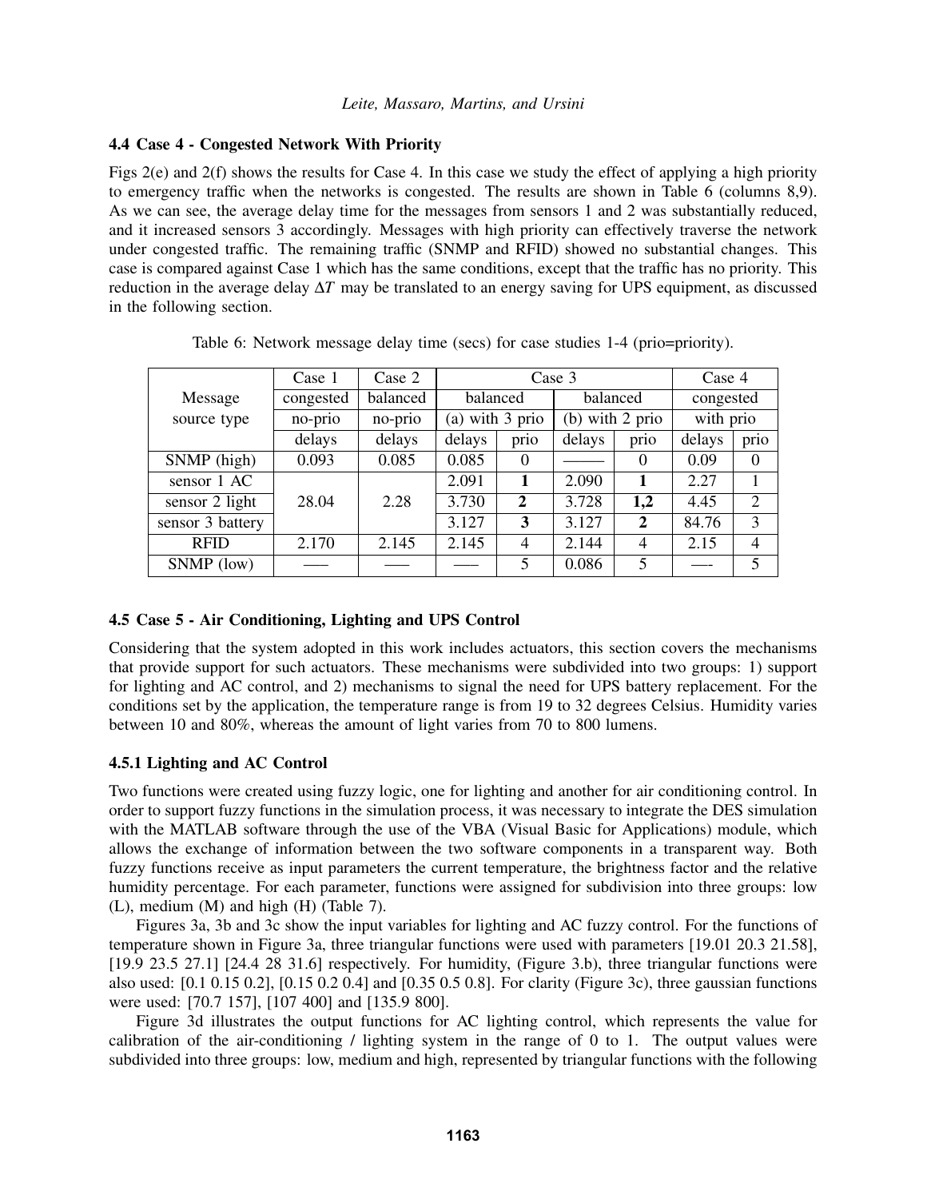### 4.4 Case 4 - Congested Network With Priority

Figs 2(e) and 2(f) shows the results for Case 4. In this case we study the effect of applying a high priority to emergency traffic when the networks is congested. The results are shown in Table 6 (columns 8,9). As we can see, the average delay time for the messages from sensors 1 and 2 was substantially reduced, and it increased sensors 3 accordingly. Messages with high priority can effectively traverse the network under congested traffic. The remaining traffic (SNMP and RFID) showed no substantial changes. This case is compared against Case 1 which has the same conditions, except that the traffic has no priority. This reduction in the average delay $\Delta T$ may be translated to an energy saving for UPS equipment, as discussed in the following section.

Table 6: Network message delay time (secs) for case studies 1-4 (prio=priority).

| Message source type | Case 1 | Case 2 | Case 3 | | | | Case 4 | |
|---|---|---|---|---|---|---|---|---|
| | congested | balanced | balanced | | balanced | | congested | |
| | no-prio | no-prio | (a) with 3 prio | | (b) with 2 prio | | with prio | |
| | delays | delays | delays | prio | delays | prio | delays | prio |
| SNMP (high) | 0.093 | 0.085 | 0.085 | 0 | —— | 0 | 0.09 | 0 |
| sensor 1 AC | 28.04 | 2.28 | 2.091 | **1** | 2.090 | **1** | 2.27 | 1 |
| sensor 2 light | | | 3.730 | **2** | 3.728 | **1,2** | 4.45 | 2 |
| sensor 3 battery | | | 3.127 | **3** | 3.127 | **2** | 84.76 | 3 |
| RFID | 2.170 | 2.145 | 2.145 | 4 | 2.144 | 4 | 2.15 | 4 |
| SNMP (low) | —– | —– | —– | 5 | 0.086 | 5 | —- | 5 |

### 4.5 Case 5 - Air Conditioning, Lighting and UPS Control

Considering that the system adopted in this work includes actuators, this section covers the mechanisms that provide support for such actuators. These mechanisms were subdivided into two groups: 1) support for lighting and AC control, and 2) mechanisms to signal the need for UPS battery replacement. For the conditions set by the application, the temperature range is from 19 to 32 degrees Celsius. Humidity varies between 10 and 80%, whereas the amount of light varies from 70 to 800 lumens.

#### 4.5.1 Lighting and AC Control

Two functions were created using fuzzy logic, one for lighting and another for air conditioning control. In order to support fuzzy functions in the simulation process, it was necessary to integrate the DES simulation with the MATLAB software through the use of the VBA (Visual Basic for Applications) module, which allows the exchange of information between the two software components in a transparent way. Both fuzzy functions receive as input parameters the current temperature, the brightness factor and the relative humidity percentage. For each parameter, functions were assigned for subdivision into three groups: low (L), medium (M) and high (H) (Table 7).

Figures 3a, 3b and 3c show the input variables for lighting and AC fuzzy control. For the functions of temperature shown in Figure 3a, three triangular functions were used with parameters [19.01 20.3 21.58], [19.9 23.5 27.1] [24.4 28 31.6] respectively. For humidity, (Figure 3.b), three triangular functions were also used: [0.1 0.15 0.2], [0.15 0.2 0.4] and [0.35 0.5 0.8]. For clarity (Figure 3c), three gaussian functions were used: [70.7 157], [107 400] and [135.9 800].

Figure 3d illustrates the output functions for AC lighting control, which represents the value for calibration of the air-conditioning / lighting system in the range of 0 to 1. The output values were subdivided into three groups: low, medium and high, represented by triangular functions with the following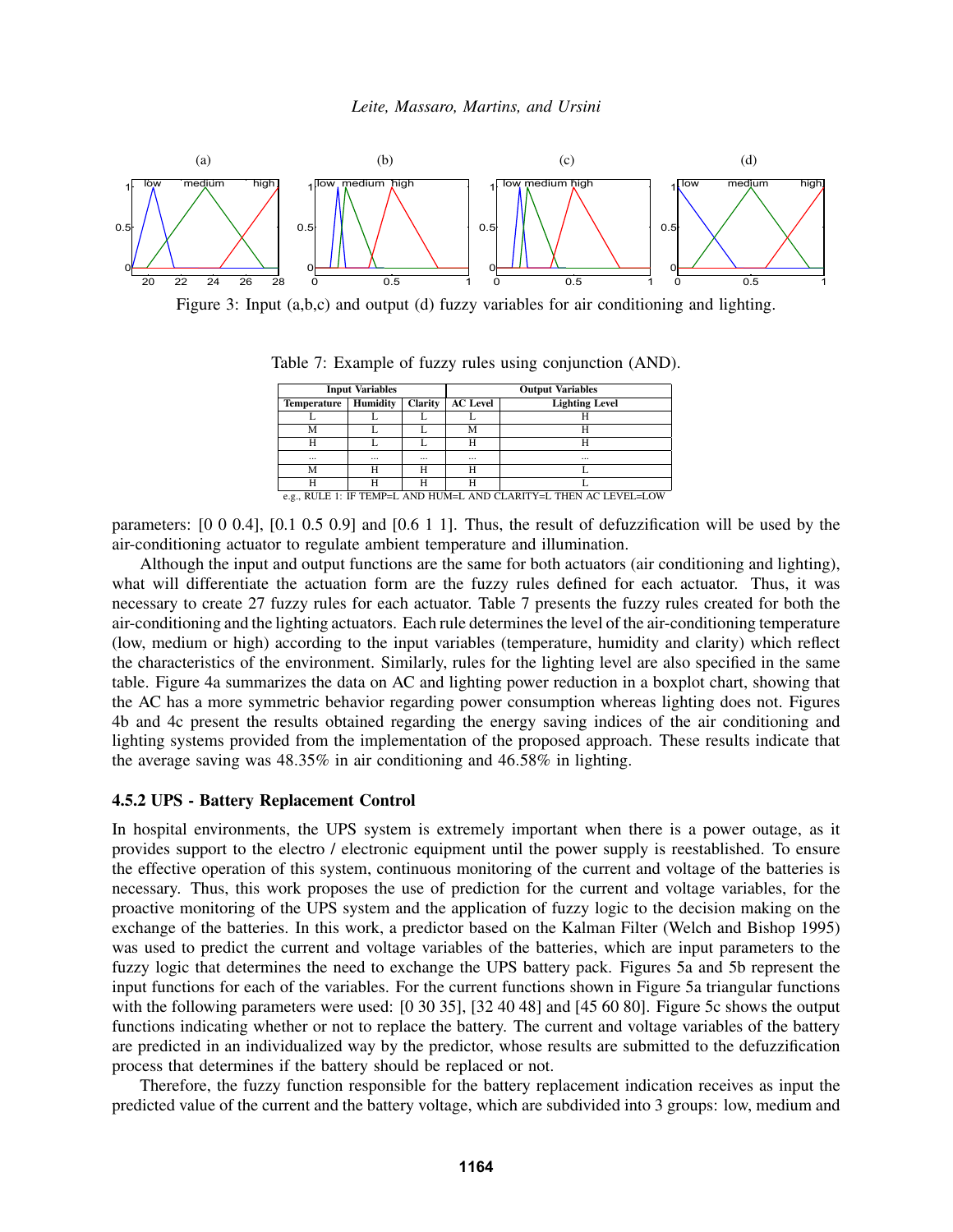Figure 3: Input (a,b,c) and output (d) fuzzy variables for air conditioning and lighting.

Table 7: Example of fuzzy rules using conjunction (AND).

| Input Variables | | | Output Variables | |
|---|---|---|---|---|
| Temperature | Humidity | Clarity | AC Level | Lighting Level |
| L | L | L | L | H |
| M | L | L | M | H |
| H | L | L | H | H |
| ... | ... | ... | ... | ... |
| M | H | H | H | L |
| H | H | H | H | L |

e.g., RULE 1: IF TEMP=L AND HUM=L AND CLARITY=L THEN AC LEVEL=LOW

parameters: [0 0 0.4], [0.1 0.5 0.9] and [0.6 1 1]. Thus, the result of defuzzification will be used by the air-conditioning actuator to regulate ambient temperature and illumination.

Although the input and output functions are the same for both actuators (air conditioning and lighting), what will differentiate the actuation form are the fuzzy rules defined for each actuator. Thus, it was necessary to create 27 fuzzy rules for each actuator. Table 7 presents the fuzzy rules created for both the air-conditioning and the lighting actuators. Each rule determines the level of the air-conditioning temperature (low, medium or high) according to the input variables (temperature, humidity and clarity) which reflect the characteristics of the environment. Similarly, rules for the lighting level are also specified in the same table. Figure 4a summarizes the data on AC and lighting power reduction in a boxplot chart, showing that the AC has a more symmetric behavior regarding power consumption whereas lighting does not. Figures 4b and 4c present the results obtained regarding the energy saving indices of the air conditioning and lighting systems provided from the implementation of the proposed approach. These results indicate that the average saving was 48.35% in air conditioning and 46.58% in lighting.

### 4.5.2 UPS - Battery Replacement Control

In hospital environments, the UPS system is extremely important when there is a power outage, as it provides support to the electro / electronic equipment until the power supply is reestablished. To ensure the effective operation of this system, continuous monitoring of the current and voltage of the batteries is necessary. Thus, this work proposes the use of prediction for the current and voltage variables, for the proactive monitoring of the UPS system and the application of fuzzy logic to the decision making on the exchange of the batteries. In this work, a predictor based on the Kalman Filter (Welch and Bishop 1995) was used to predict the current and voltage variables of the batteries, which are input parameters to the fuzzy logic that determines the need to exchange the UPS battery pack. Figures 5a and 5b represent the input functions for each of the variables. For the current functions shown in Figure 5a triangular functions with the following parameters were used: [0 30 35], [32 40 48] and [45 60 80]. Figure 5c shows the output functions indicating whether or not to replace the battery. The current and voltage variables of the battery are predicted in an individualized way by the predictor, whose results are submitted to the defuzzification process that determines if the battery should be replaced or not.

Therefore, the fuzzy function responsible for the battery replacement indication receives as input the predicted value of the current and the battery voltage, which are subdivided into 3 groups: low, medium and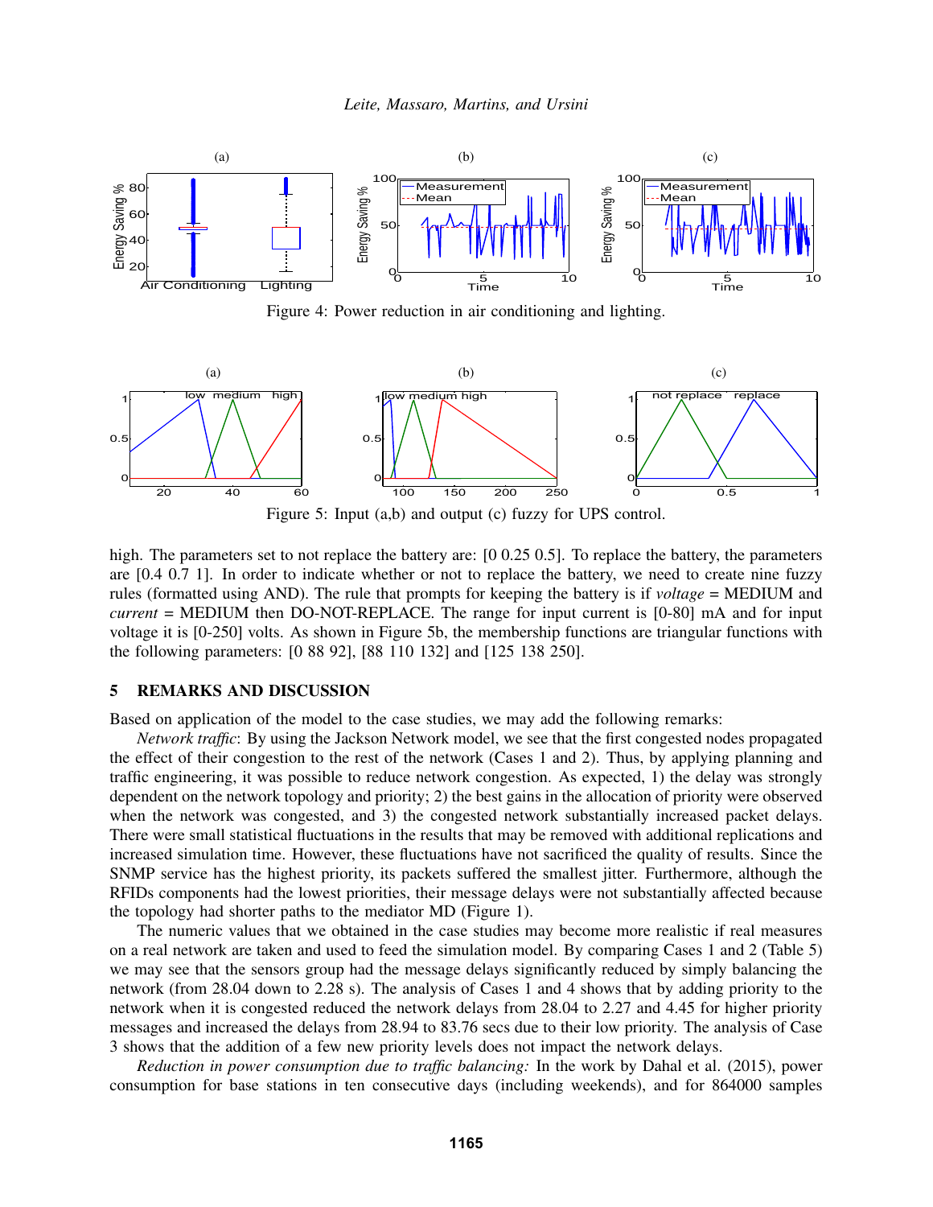Figure 4: Power reduction in air conditioning and lighting.

Figure 5: Input (a,b) and output (c) fuzzy for UPS control.

high. The parameters set to not replace the battery are: [0 0.25 0.5]. To replace the battery, the parameters are [0.4 0.7 1]. In order to indicate whether or not to replace the battery, we need to create nine fuzzy rules (formatted using AND). The rule that prompts for keeping the battery is if *voltage* = MEDIUM and *current* = MEDIUM then DO-NOT-REPLACE. The range for input current is [0-80] mA and for input voltage it is [0-250] volts. As shown in Figure 5b, the membership functions are triangular functions with the following parameters: [0 88 92], [88 110 132] and [125 138 250].

## 5 REMARKS AND DISCUSSION

Based on application of the model to the case studies, we may add the following remarks:

*Network traffic*: By using the Jackson Network model, we see that the first congested nodes propagated the effect of their congestion to the rest of the network (Cases 1 and 2). Thus, by applying planning and traffic engineering, it was possible to reduce network congestion. As expected, 1) the delay was strongly dependent on the network topology and priority; 2) the best gains in the allocation of priority were observed when the network was congested, and 3) the congested network substantially increased packet delays. There were small statistical fluctuations in the results that may be removed with additional replications and increased simulation time. However, these fluctuations have not sacrificed the quality of results. Since the SNMP service has the highest priority, its packets suffered the smallest jitter. Furthermore, although the RFIDs components had the lowest priorities, their message delays were not substantially affected because the topology had shorter paths to the mediator MD (Figure 1).

The numeric values that we obtained in the case studies may become more realistic if real measures on a real network are taken and used to feed the simulation model. By comparing Cases 1 and 2 (Table 5) we may see that the sensors group had the message delays significantly reduced by simply balancing the network (from 28.04 down to 2.28 s). The analysis of Cases 1 and 4 shows that by adding priority to the network when it is congested reduced the network delays from 28.04 to 2.27 and 4.45 for higher priority messages and increased the delays from 28.94 to 83.76 secs due to their low priority. The analysis of Case 3 shows that the addition of a few new priority levels does not impact the network delays.

*Reduction in power consumption due to traffic balancing:* In the work by Dahal et al. (2015), power consumption for base stations in ten consecutive days (including weekends), and for 864000 samples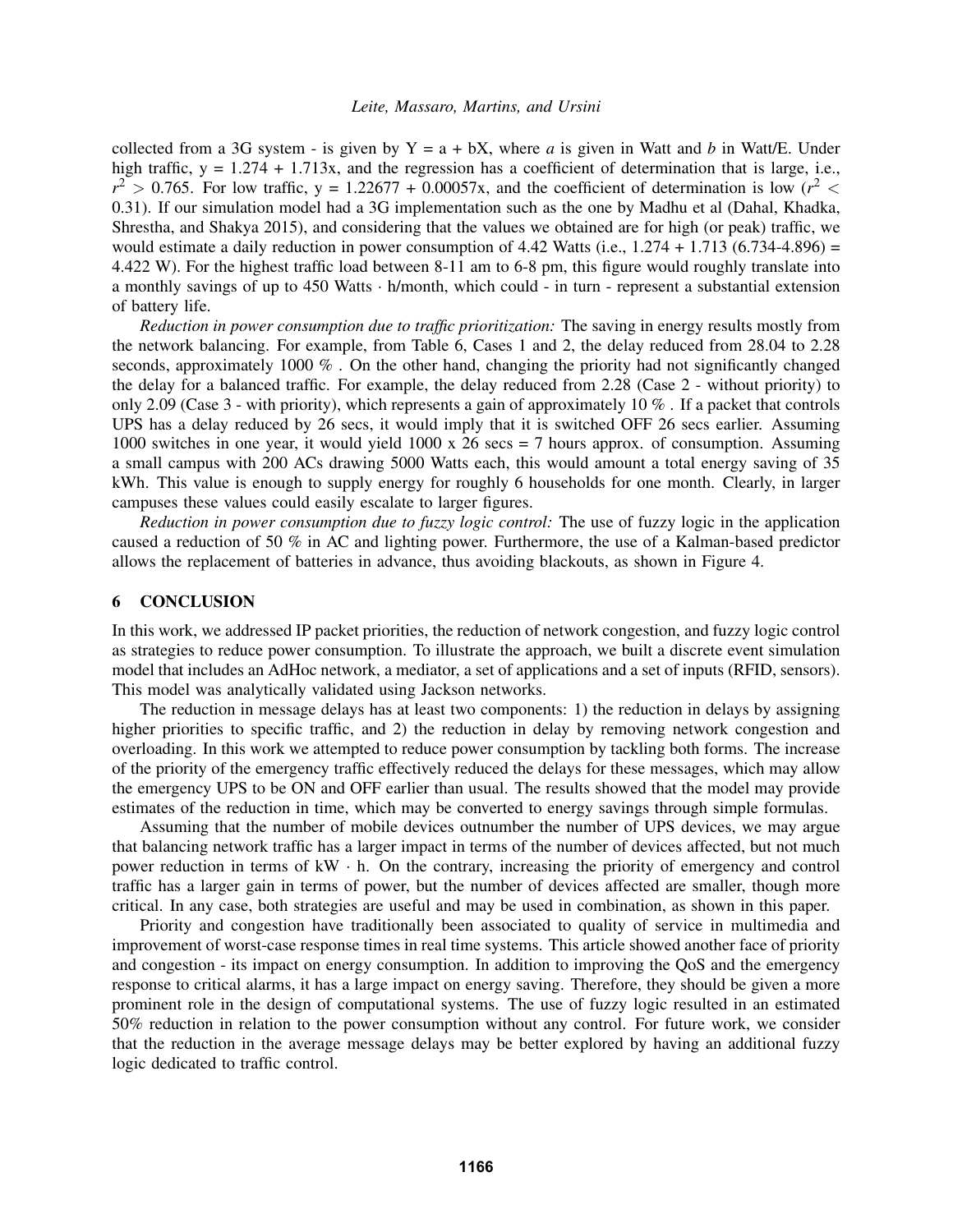collected from a 3G system - is given by Y = a + bX, where *a* is given in Watt and *b* in Watt/E. Under high traffic, y = 1.274 + 1.713x, and the regression has a coefficient of determination that is large, i.e., $r^2 > 0.765$. For low traffic, y = 1.22677 + 0.00057x, and the coefficient of determination is low ($r^2 < 0.31$). If our simulation model had a 3G implementation such as the one by Madhu et al (Dahal, Khadka, Shrestha, and Shakya 2015), and considering that the values we obtained are for high (or peak) traffic, we would estimate a daily reduction in power consumption of 4.42 Watts (i.e., 1.274 + 1.713 (6.734-4.896) = 4.422 W). For the highest traffic load between 8-11 am to 6-8 pm, this figure would roughly translate into a monthly savings of up to 450 Watts · h/month, which could - in turn - represent a substantial extension of battery life.

*Reduction in power consumption due to traffic prioritization:* The saving in energy results mostly from the network balancing. For example, from Table 6, Cases 1 and 2, the delay reduced from 28.04 to 2.28 seconds, approximately 1000 % . On the other hand, changing the priority had not significantly changed the delay for a balanced traffic. For example, the delay reduced from 2.28 (Case 2 - without priority) to only 2.09 (Case 3 - with priority), which represents a gain of approximately 10 % . If a packet that controls UPS has a delay reduced by 26 secs, it would imply that it is switched OFF 26 secs earlier. Assuming 1000 switches in one year, it would yield 1000 x 26 secs = 7 hours approx. of consumption. Assuming a small campus with 200 ACs drawing 5000 Watts each, this would amount a total energy saving of 35 kWh. This value is enough to supply energy for roughly 6 households for one month. Clearly, in larger campuses these values could easily escalate to larger figures.

*Reduction in power consumption due to fuzzy logic control:* The use of fuzzy logic in the application caused a reduction of 50 % in AC and lighting power. Furthermore, the use of a Kalman-based predictor allows the replacement of batteries in advance, thus avoiding blackouts, as shown in Figure 4.

## 6 CONCLUSION

In this work, we addressed IP packet priorities, the reduction of network congestion, and fuzzy logic control as strategies to reduce power consumption. To illustrate the approach, we built a discrete event simulation model that includes an AdHoc network, a mediator, a set of applications and a set of inputs (RFID, sensors). This model was analytically validated using Jackson networks.

The reduction in message delays has at least two components: 1) the reduction in delays by assigning higher priorities to specific traffic, and 2) the reduction in delay by removing network congestion and overloading. In this work we attempted to reduce power consumption by tackling both forms. The increase of the priority of the emergency traffic effectively reduced the delays for these messages, which may allow the emergency UPS to be ON and OFF earlier than usual. The results showed that the model may provide estimates of the reduction in time, which may be converted to energy savings through simple formulas.

Assuming that the number of mobile devices outnumber the number of UPS devices, we may argue that balancing network traffic has a larger impact in terms of the number of devices affected, but not much power reduction in terms of kW · h. On the contrary, increasing the priority of emergency and control traffic has a larger gain in terms of power, but the number of devices affected are smaller, though more critical. In any case, both strategies are useful and may be used in combination, as shown in this paper.

Priority and congestion have traditionally been associated to quality of service in multimedia and improvement of worst-case response times in real time systems. This article showed another face of priority and congestion - its impact on energy consumption. In addition to improving the QoS and the emergency response to critical alarms, it has a large impact on energy saving. Therefore, they should be given a more prominent role in the design of computational systems. The use of fuzzy logic resulted in an estimated 50% reduction in relation to the power consumption without any control. For future work, we consider that the reduction in the average message delays may be better explored by having an additional fuzzy logic dedicated to traffic control.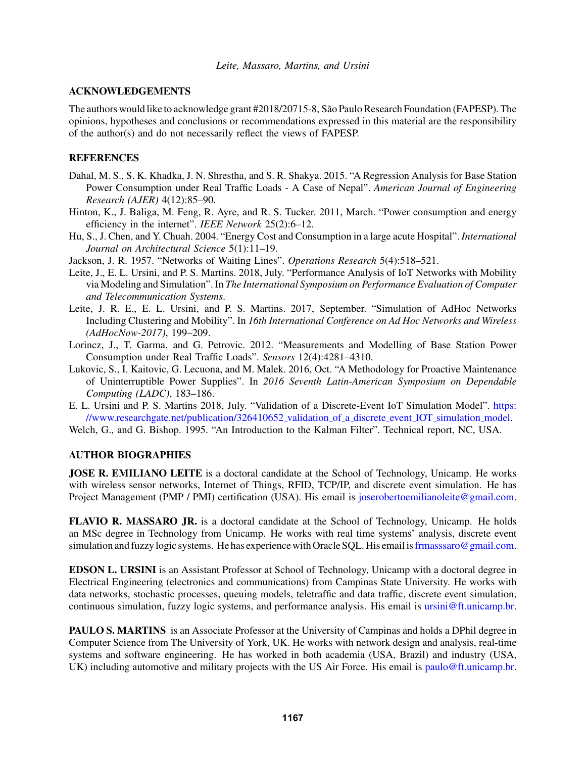## ACKNOWLEDGEMENTS

The authors would like to acknowledge grant #2018/20715-8, São Paulo Research Foundation (FAPESP). The opinions, hypotheses and conclusions or recommendations expressed in this material are the responsibility of the author(s) and do not necessarily reflect the views of FAPESP.

## REFERENCES

Dahal, M. S., S. K. Khadka, J. N. Shrestha, and S. R. Shakya. 2015. "A Regression Analysis for Base Station Power Consumption under Real Traffic Loads - A Case of Nepal". *American Journal of Engineering Research (AJER)* 4(12):85–90.

Hinton, K., J. Baliga, M. Feng, R. Ayre, and R. S. Tucker. 2011, March. "Power consumption and energy efficiency in the internet". *IEEE Network* 25(2):6–12.

Hu, S., J. Chen, and Y. Chuah. 2004. "Energy Cost and Consumption in a large acute Hospital". *International Journal on Architectural Science* 5(1):11–19.

Jackson, J. R. 1957. "Networks of Waiting Lines". *Operations Research* 5(4):518–521.

Leite, J., E. L. Ursini, and P. S. Martins. 2018, July. "Performance Analysis of IoT Networks with Mobility via Modeling and Simulation". In *The International Symposium on Performance Evaluation of Computer and Telecommunication Systems*.

Leite, J. R. E., E. L. Ursini, and P. S. Martins. 2017, September. "Simulation of AdHoc Networks Including Clustering and Mobility". In *16th International Conference on Ad Hoc Networks and Wireless (AdHocNow-2017)*, 199–209.

Lorincz, J., T. Garma, and G. Petrovic. 2012. "Measurements and Modelling of Base Station Power Consumption under Real Traffic Loads". *Sensors* 12(4):4281–4310.

Lukovic, S., I. Kaitovic, G. Lecuona, and M. Malek. 2016, Oct. "A Methodology for Proactive Maintenance of Uninterruptible Power Supplies". In *2016 Seventh Latin-American Symposium on Dependable Computing (LADC)*, 183–186.

E. L. Ursini and P. S. Martins 2018, July. "Validation of a Discrete-Event IoT Simulation Model". https://www.researchgate.net/publication/326410652_validation_of_a_discrete_event_IOT_simulation_model.

Welch, G., and G. Bishop. 1995. "An Introduction to the Kalman Filter". Technical report, NC, USA.

## AUTHOR BIOGRAPHIES

**JOSE R. EMILIANO LEITE** is a doctoral candidate at the School of Technology, Unicamp. He works with wireless sensor networks, Internet of Things, RFID, TCP/IP, and discrete event simulation. He has Project Management (PMP / PMI) certification (USA). His email is joserobertoemilianoleite@gmail.com.

**FLAVIO R. MASSARO JR.** is a doctoral candidate at the School of Technology, Unicamp. He holds an MSc degree in Technology from Unicamp. He works with real time systems' analysis, discrete event simulation and fuzzy logic systems. He has experience with Oracle SQL. His email is frmasssaro@gmail.com.

**EDSON L. URSINI** is an Assistant Professor at School of Technology, Unicamp with a doctoral degree in Electrical Engineering (electronics and communications) from Campinas State University. He works with data networks, stochastic processes, queuing models, teletraffic and data traffic, discrete event simulation, continuous simulation, fuzzy logic systems, and performance analysis. His email is ursini@ft.unicamp.br.

**PAULO S. MARTINS** is an Associate Professor at the University of Campinas and holds a DPhil degree in Computer Science from The University of York, UK. He works with network design and analysis, real-time systems and software engineering. He has worked in both academia (USA, Brazil) and industry (USA, UK) including automotive and military projects with the US Air Force. His email is paulo@ft.unicamp.br.